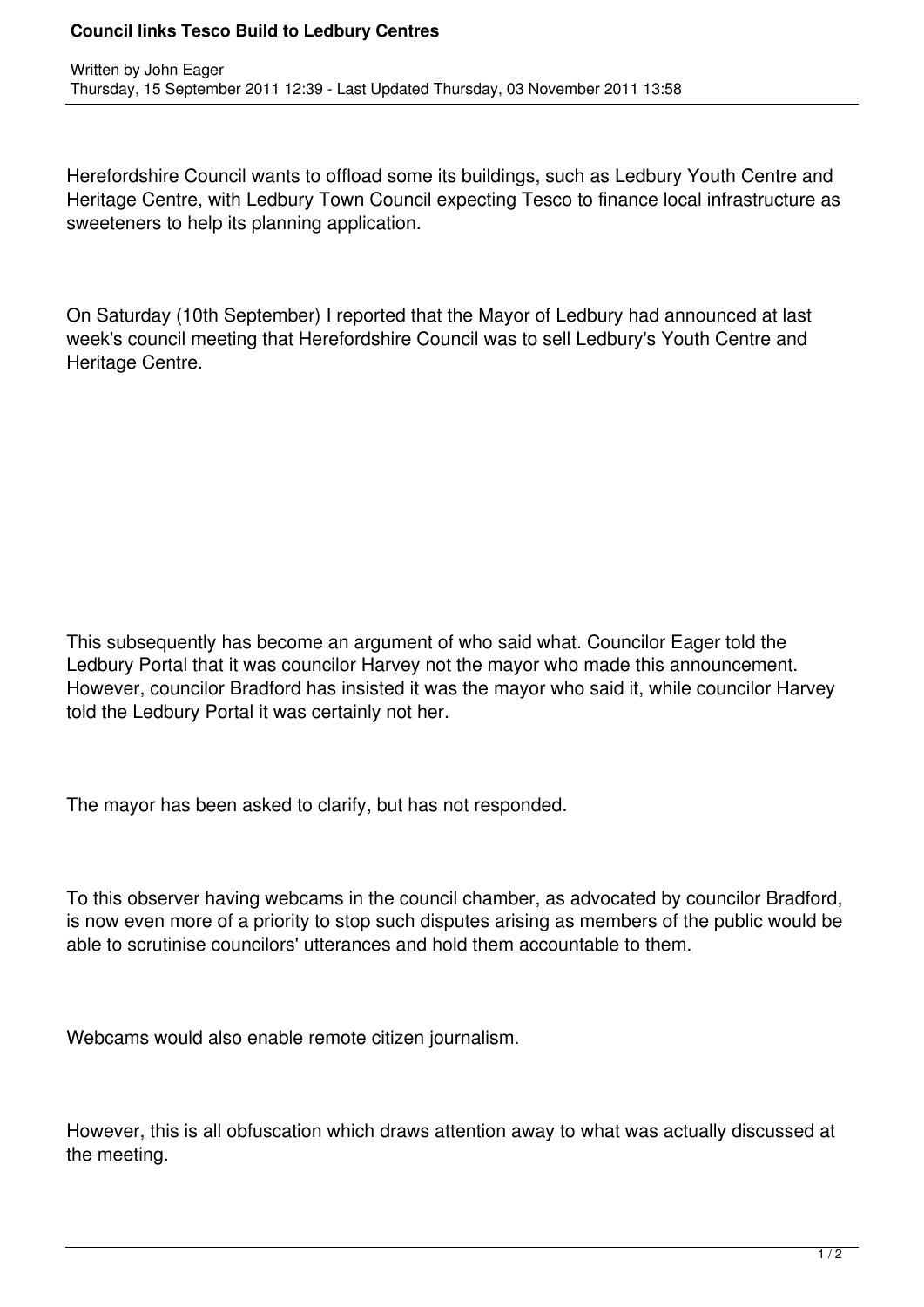# Council links Tesco Build to Ledbury Centres

Written by John Eager
Thursday, 15 September 2011 12:39 - Last Updated Thursday, 03 November 2011 13:58

Herefordshire Council wants to offload some its buildings, such as Ledbury Youth Centre and Heritage Centre, with Ledbury Town Council expecting Tesco to finance local infrastructure as sweeteners to help its planning application.

On Saturday (10th September) I reported that the Mayor of Ledbury had announced at last week's council meeting that Herefordshire Council was to sell Ledbury's Youth Centre and Heritage Centre.

This subsequently has become an argument of who said what. Councilor Eager told the Ledbury Portal that it was councilor Harvey not the mayor who made this announcement. However, councilor Bradford has insisted it was the mayor who said it, while councilor Harvey told the Ledbury Portal it was certainly not her.

The mayor has been asked to clarify, but has not responded.

To this observer having webcams in the council chamber, as advocated by councilor Bradford, is now even more of a priority to stop such disputes arising as members of the public would be able to scrutinise councilors' utterances and hold them accountable to them.

Webcams would also enable remote citizen journalism.

However, this is all obfuscation which draws attention away to what was actually discussed at the meeting.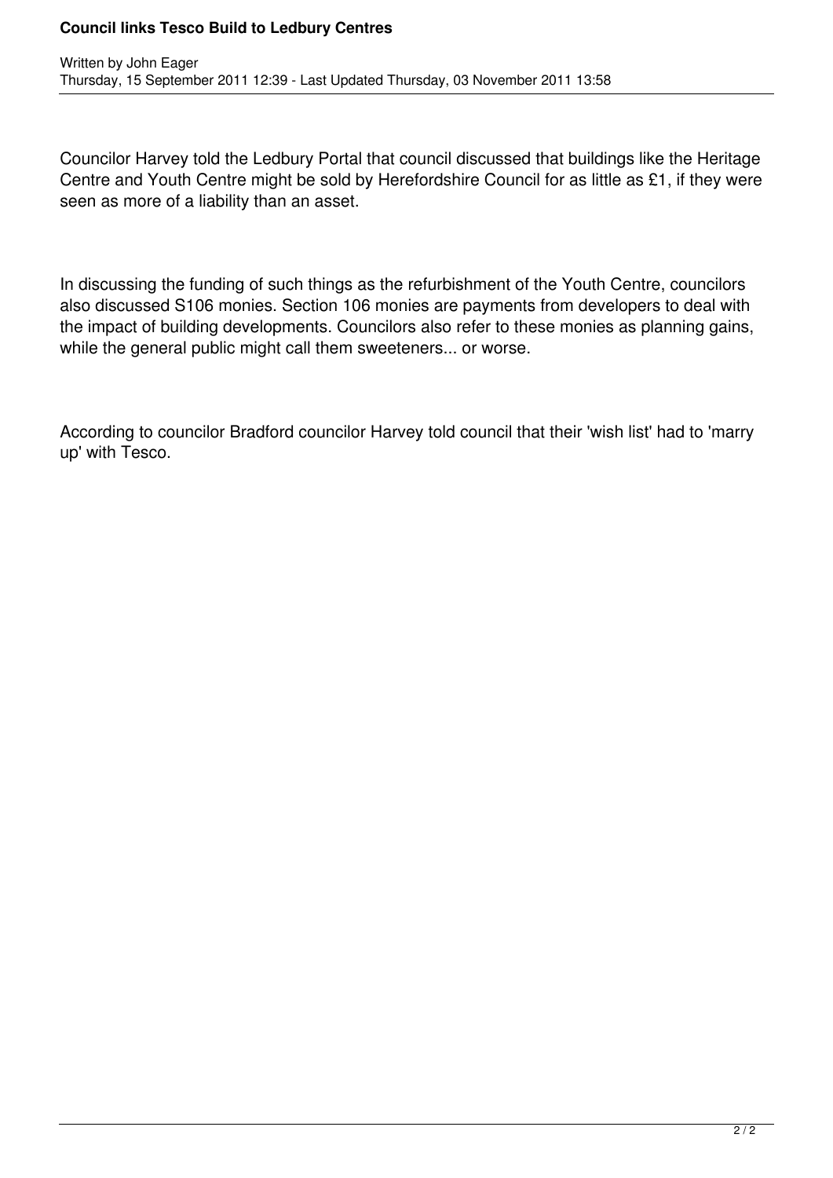Councilor Harvey told the Ledbury Portal that council discussed that buildings like the Heritage Centre and Youth Centre might be sold by Herefordshire Council for as little as £1, if they were seen as more of a liability than an asset.

In discussing the funding of such things as the refurbishment of the Youth Centre, councilors also discussed S106 monies. Section 106 monies are payments from developers to deal with the impact of building developments. Councilors also refer to these monies as planning gains, while the general public might call them sweeteners... or worse.

According to councilor Bradford councilor Harvey told council that their 'wish list' had to 'marry up' with Tesco.